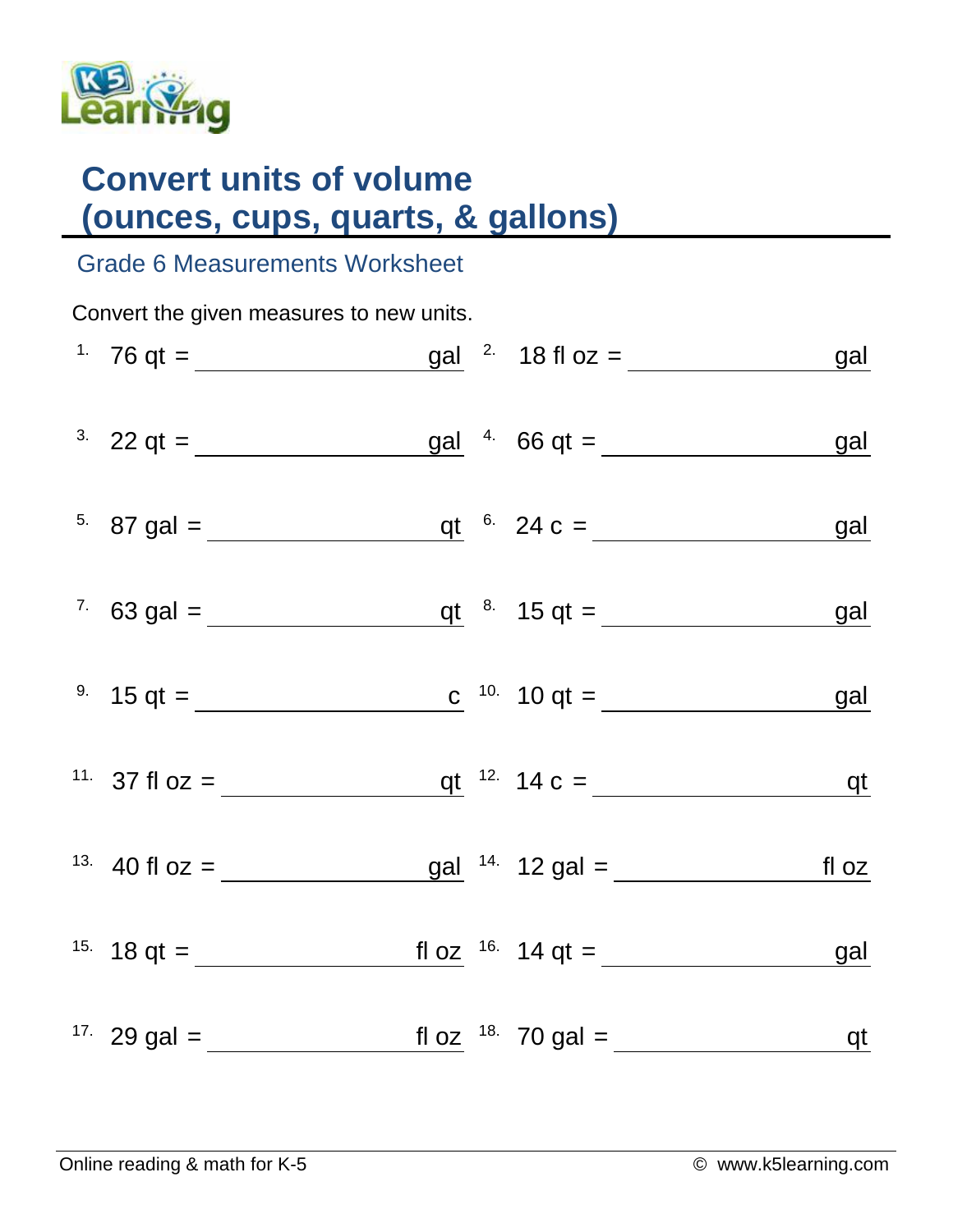# Convert units of volume (ounces, cups, quarts, & gallons)

## Grade 6 Measurements Worksheet

Convert the given measures to new units.

1. 76 qt = ______________ gal
2. 18 fl oz = ______________ gal
3. 22 qt = ______________ gal
4. 66 qt = ______________ gal
5. 87 gal = ______________ qt
6. 24 c = ______________ gal
7. 63 gal = ______________ qt
8. 15 qt = ______________ gal
9. 15 qt = ______________ c
10. 10 qt = ______________ gal
11. 37 fl oz = ______________ qt
12. 14 c = ______________ qt
13. 40 fl oz = ______________ gal
14. 12 gal = ______________ fl oz
15. 18 qt = ______________ fl oz
16. 14 qt = ______________ gal
17. 29 gal = ______________ fl oz
18. 70 gal = ______________ qt

Online reading & math for K-5 © www.k5learning.com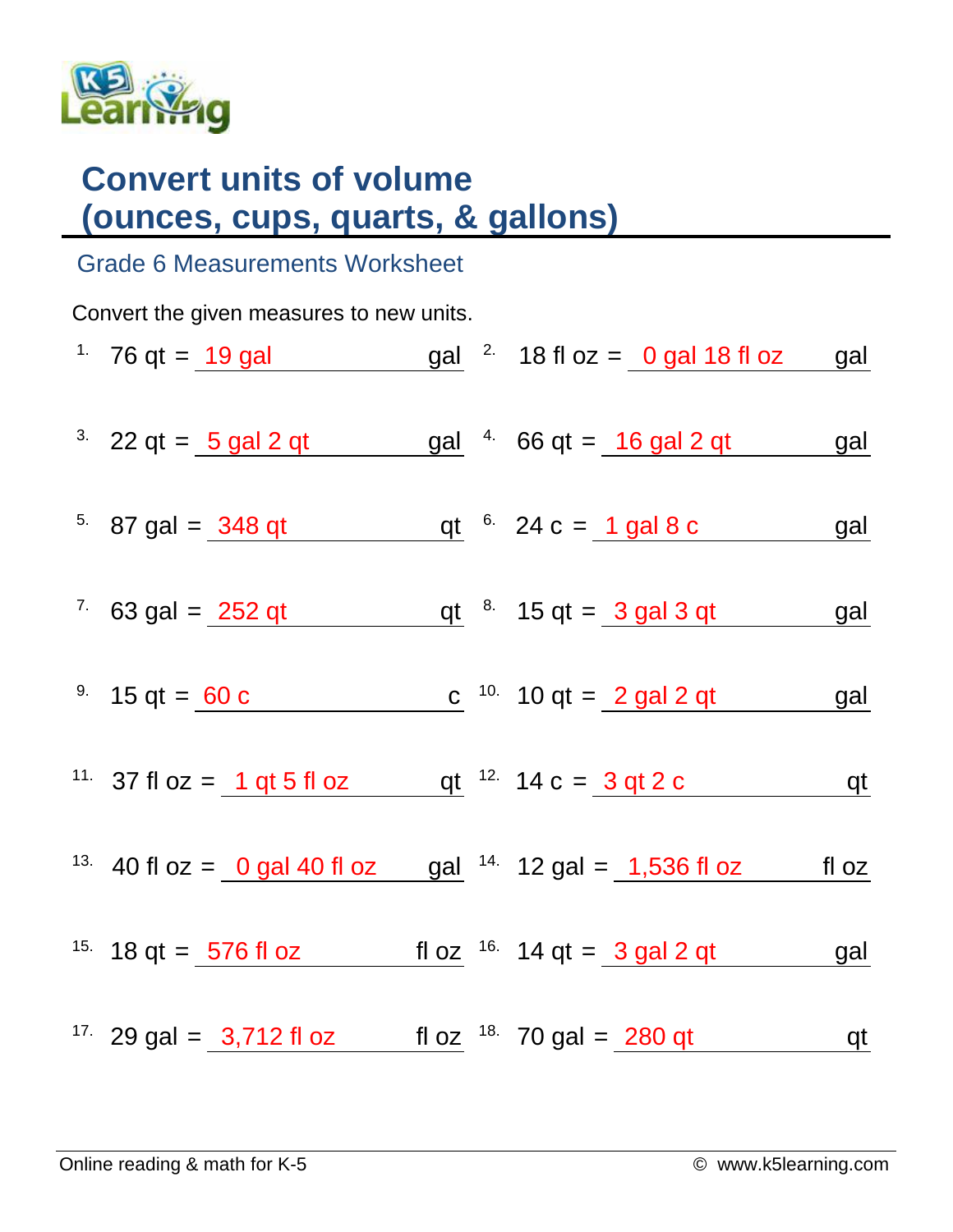# Convert units of volume (ounces, cups, quarts, & gallons)

## Grade 6 Measurements Worksheet

Convert the given measures to new units.

1. 76 qt = 19 gal gal
2. 18 fl oz = 0 gal 18 fl oz gal
3. 22 qt = 5 gal 2 qt gal
4. 66 qt = 16 gal 2 qt gal
5. 87 gal = 348 qt qt
6. 24 c = 1 gal 8 c gal
7. 63 gal = 252 qt qt
8. 15 qt = 3 gal 3 qt gal
9. 15 qt = 60 c c
10. 10 qt = 2 gal 2 qt gal
11. 37 fl oz = 1 qt 5 fl oz qt
12. 14 c = 3 qt 2 c qt
13. 40 fl oz = 0 gal 40 fl oz gal
14. 12 gal = 1,536 fl oz fl oz
15. 18 qt = 576 fl oz fl oz
16. 14 qt = 3 gal 2 qt gal
17. 29 gal = 3,712 fl oz fl oz
18. 70 gal = 280 qt qt